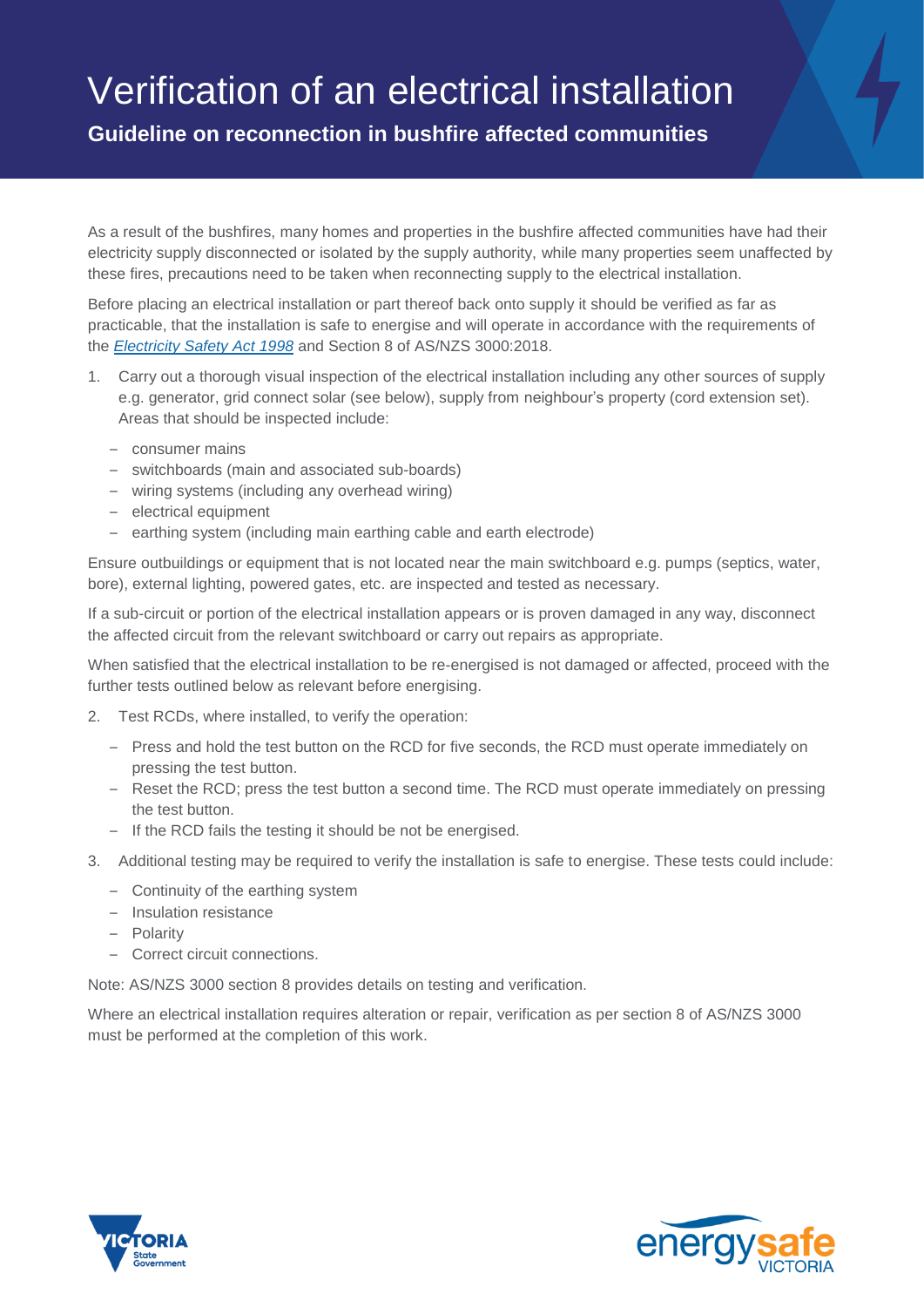# Verification of an electrical installation

## Guideline on reconnection in bushfire affected communities

As a result of the bushfires, many homes and properties in the bushfire affected communities have had their electricity supply disconnected or isolated by the supply authority, while many properties seem unaffected by these fires, precautions need to be taken when reconnecting supply to the electrical installation.

Before placing an electrical installation or part thereof back onto supply it should be verified as far as practicable, that the installation is safe to energise and will operate in accordance with the requirements of the *Electricity Safety Act 1998* and Section 8 of AS/NZS 3000:2018.

1. Carry out a thorough visual inspection of the electrical installation including any other sources of supply e.g. generator, grid connect solar (see below), supply from neighbour's property (cord extension set). Areas that should be inspected include:
   - consumer mains
   - switchboards (main and associated sub-boards)
   - wiring systems (including any overhead wiring)
   - electrical equipment
   - earthing system (including main earthing cable and earth electrode)

Ensure outbuildings or equipment that is not located near the main switchboard e.g. pumps (septics, water, bore), external lighting, powered gates, etc. are inspected and tested as necessary.

If a sub-circuit or portion of the electrical installation appears or is proven damaged in any way, disconnect the affected circuit from the relevant switchboard or carry out repairs as appropriate.

When satisfied that the electrical installation to be re-energised is not damaged or affected, proceed with the further tests outlined below as relevant before energising.

2. Test RCDs, where installed, to verify the operation:
   - Press and hold the test button on the RCD for five seconds, the RCD must operate immediately on pressing the test button.
   - Reset the RCD; press the test button a second time. The RCD must operate immediately on pressing the test button.
   - If the RCD fails the testing it should be not be energised.

3. Additional testing may be required to verify the installation is safe to energise. These tests could include:
   - Continuity of the earthing system
   - Insulation resistance
   - Polarity
   - Correct circuit connections.

Note: AS/NZS 3000 section 8 provides details on testing and verification.

Where an electrical installation requires alteration or repair, verification as per section 8 of AS/NZS 3000 must be performed at the completion of this work.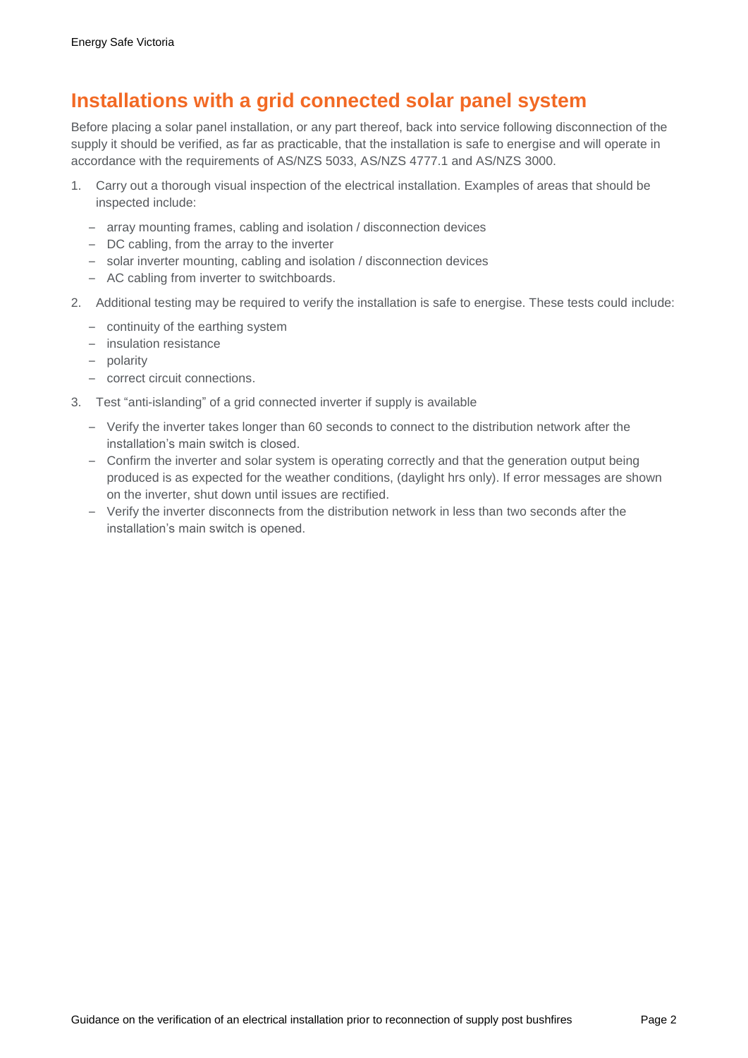## Installations with a grid connected solar panel system

Before placing a solar panel installation, or any part thereof, back into service following disconnection of the supply it should be verified, as far as practicable, that the installation is safe to energise and will operate in accordance with the requirements of AS/NZS 5033, AS/NZS 4777.1 and AS/NZS 3000.

1. Carry out a thorough visual inspection of the electrical installation. Examples of areas that should be inspected include:
   - array mounting frames, cabling and isolation / disconnection devices
   - DC cabling, from the array to the inverter
   - solar inverter mounting, cabling and isolation / disconnection devices
   - AC cabling from inverter to switchboards.
2. Additional testing may be required to verify the installation is safe to energise. These tests could include:
   - continuity of the earthing system
   - insulation resistance
   - polarity
   - correct circuit connections.
3. Test "anti-islanding" of a grid connected inverter if supply is available
   - Verify the inverter takes longer than 60 seconds to connect to the distribution network after the installation's main switch is closed.
   - Confirm the inverter and solar system is operating correctly and that the generation output being produced is as expected for the weather conditions, (daylight hrs only). If error messages are shown on the inverter, shut down until issues are rectified.
   - Verify the inverter disconnects from the distribution network in less than two seconds after the installation's main switch is opened.